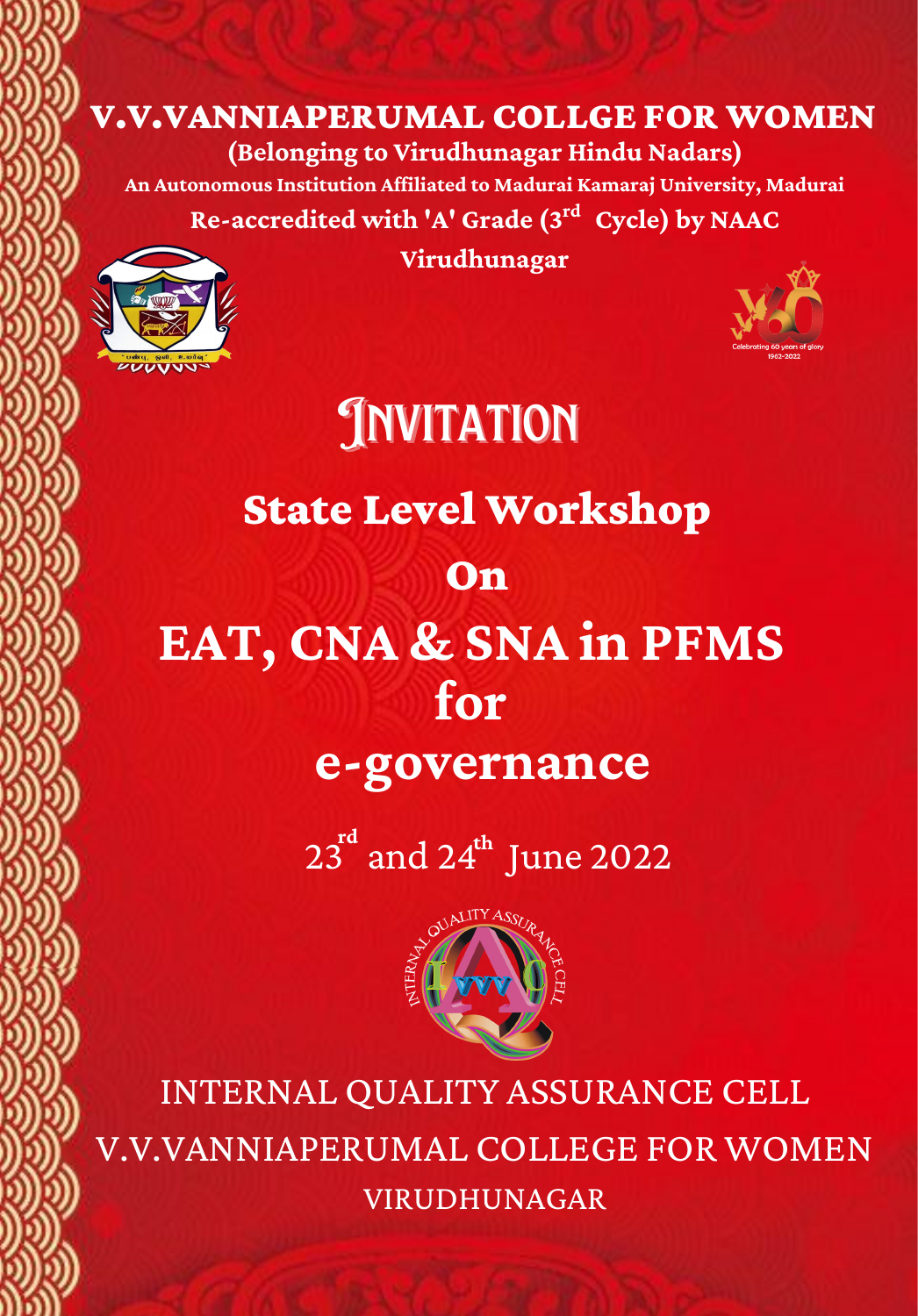# V.V.VANNIAPERUMAL COLLGE FOR WOMEN

**(Belonging to Virudhunagar Hindu Nadars)**

**An Autonomous Institution Affiliated to Madurai Kamaraj University, Madurai**

**Re-accredited with 'A' Grade (3rd Cycle) by NAAC**

**Virudhunagar**

# INVITATION

## State Level Workshop

## On

## EAT, CNA & SNA in PFMS

## for

## e-governance

23rd and 24th June 2022

INTERNAL QUALITY ASSURANCE CELL

V.V.VANNIAPERUMAL COLLEGE FOR WOMEN

VIRUDHUNAGAR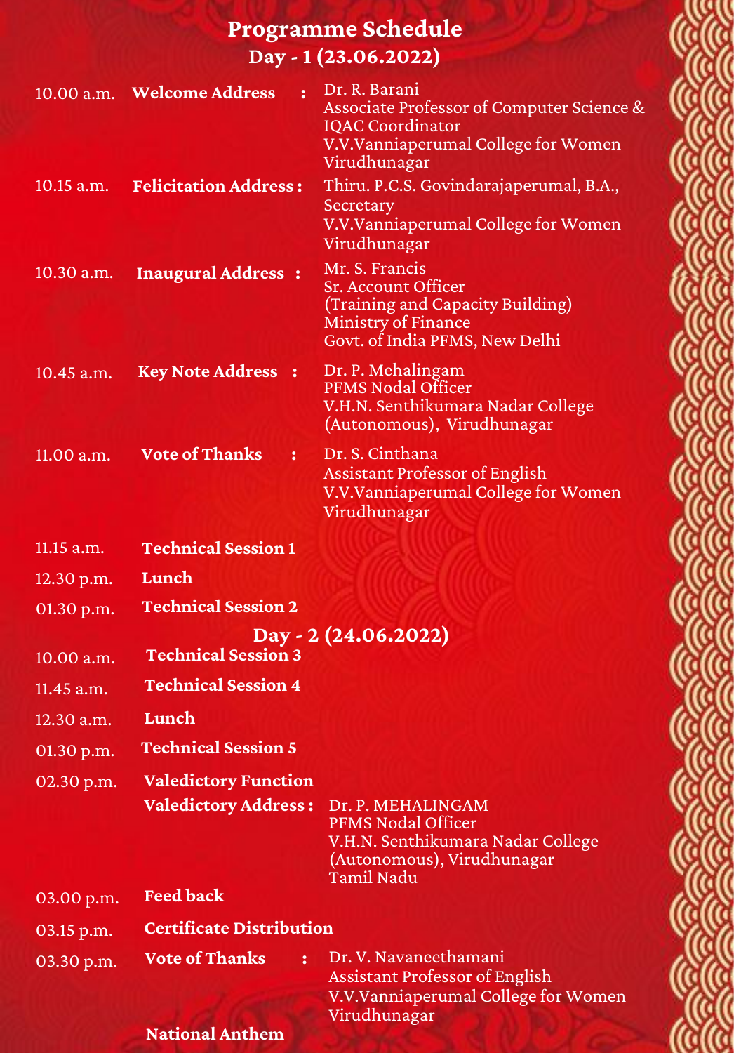# Programme Schedule

## Day - 1 (23.06.2022)

| | | |
|---|---|---|
| 10.00 a.m. | **Welcome Address :** | Dr. R. Barani<br>Associate Professor of Computer Science &<br>IQAC Coordinator<br>V.V.Vanniaperumal College for Women<br>Virudhunagar |
| 10.15 a.m. | **Felicitation Address :** | Thiru. P.C.S. Govindarajaperumal, B.A.,<br>Secretary<br>V.V.Vanniaperumal College for Women<br>Virudhunagar |
| 10.30 a.m. | **Inaugural Address :** | Mr. S. Francis<br>Sr. Account Officer<br>(Training and Capacity Building)<br>Ministry of Finance<br>Govt. of India PFMS, New Delhi |
| 10.45 a.m. | **Key Note Address :** | Dr. P. Mehalingam<br>PFMS Nodal Officer<br>V.H.N. Senthikumara Nadar College<br>(Autonomous), Virudhunagar |
| 11.00 a.m. | **Vote of Thanks :** | Dr. S. Cinthana<br>Assistant Professor of English<br>V.V.Vanniaperumal College for Women<br>Virudhunagar |
| 11.15 a.m. | **Technical Session 1** | |
| 12.30 p.m. | **Lunch** | |
| 01.30 p.m. | **Technical Session 2** | |

## Day - 2 (24.06.2022)

| | | |
|---|---|---|
| 10.00 a.m. | **Technical Session 3** | |
| 11.45 a.m. | **Technical Session 4** | |
| 12.30 a.m. | **Lunch** | |
| 01.30 p.m. | **Technical Session 5** | |
| 02.30 p.m. | **Valedictory Function** | |
| | **Valedictory Address :** | Dr. P. MEHALINGAM<br>PFMS Nodal Officer<br>V.H.N. Senthikumara Nadar College<br>(Autonomous), Virudhunagar<br>Tamil Nadu |
| 03.00 p.m. | **Feed back** | |
| 03.15 p.m. | **Certificate Distribution** | |
| 03.30 p.m. | **Vote of Thanks :** | Dr. V. Navaneethamani<br>Assistant Professor of English<br>V.V.Vanniaperumal College for Women<br>Virudhunagar |
| | **National Anthem** | |